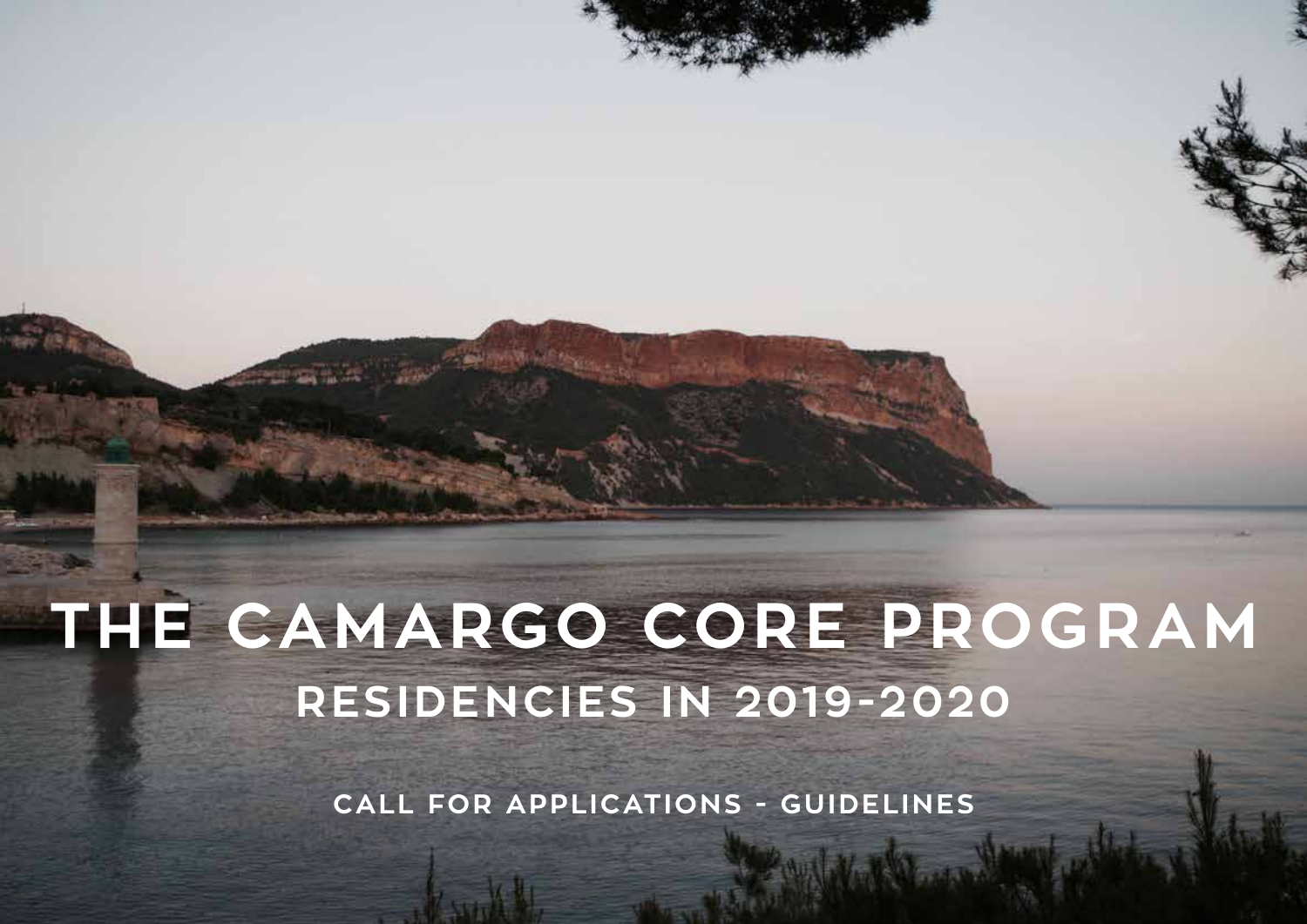# THE CAMARGO CORE PROGRAM

## RESIDENCIES IN 2019-2020

### CALL FOR APPLICATIONS - GUIDELINES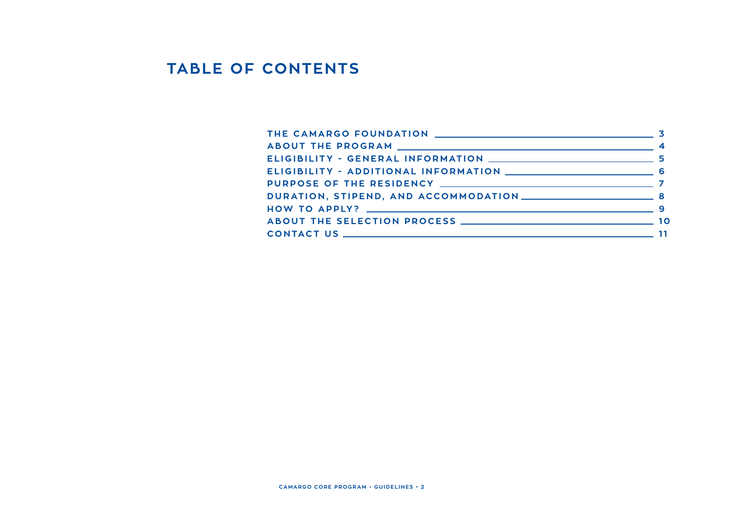# TABLE OF CONTENTS

| | |
|---|---|
| THE CAMARGO FOUNDATION | 3 |
| ABOUT THE PROGRAM | 4 |
| ELIGIBILITY - GENERAL INFORMATION | 5 |
| ELIGIBILITY - ADDITIONAL INFORMATION | 6 |
| PURPOSE OF THE RESIDENCY | 7 |
| DURATION, STIPEND, AND ACCOMMODATION | 8 |
| HOW TO APPLY? | 9 |
| ABOUT THE SELECTION PROCESS | 10 |
| CONTACT US | 11 |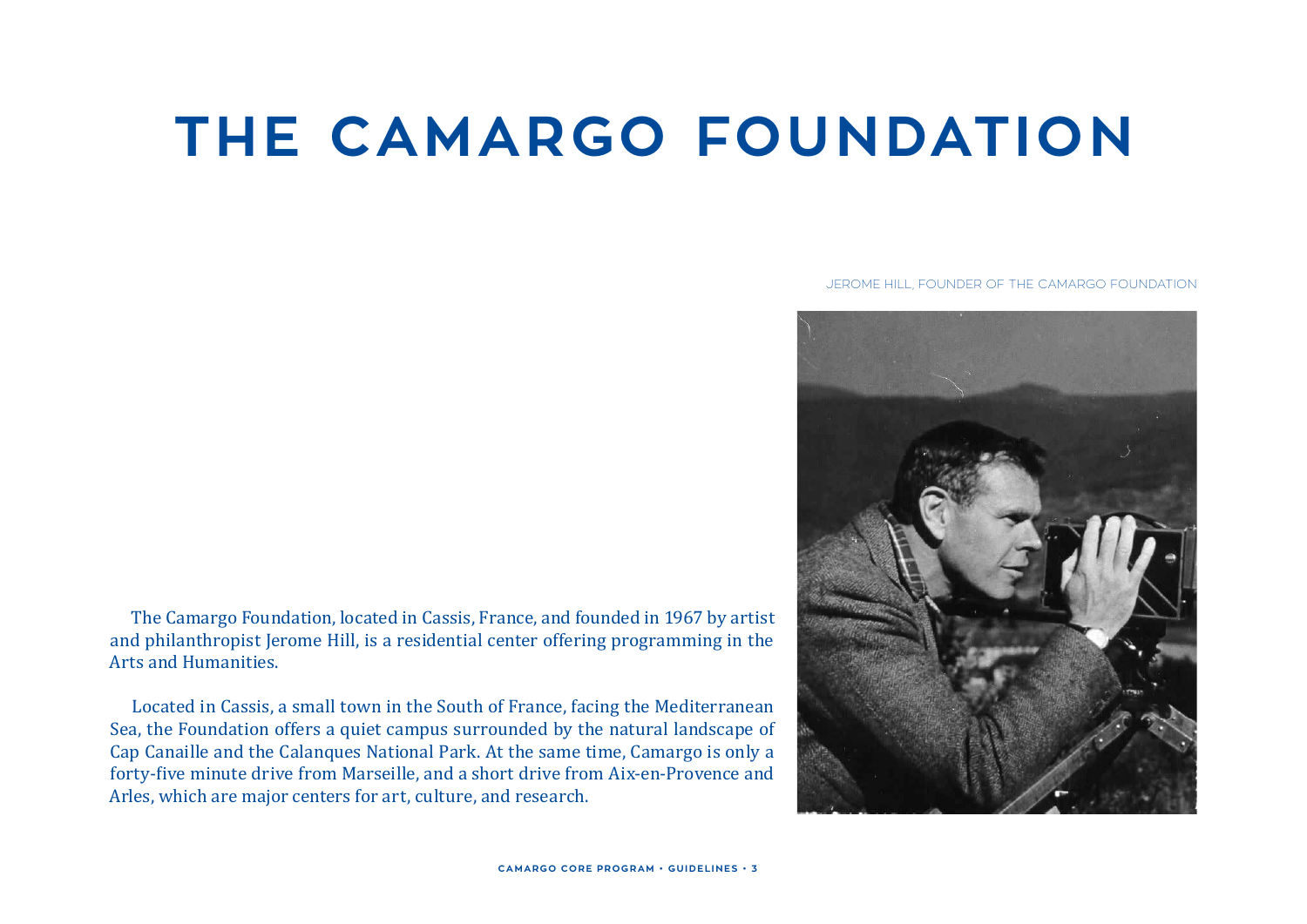# THE CAMARGO FOUNDATION

JEROME HILL, FOUNDER OF THE CAMARGO FOUNDATION

The Camargo Foundation, located in Cassis, France, and founded in 1967 by artist and philanthropist Jerome Hill, is a residential center offering programming in the Arts and Humanities.

Located in Cassis, a small town in the South of France, facing the Mediterranean Sea, the Foundation offers a quiet campus surrounded by the natural landscape of Cap Canaille and the Calanques National Park. At the same time, Camargo is only a forty-five minute drive from Marseille, and a short drive from Aix-en-Provence and Arles, which are major centers for art, culture, and research.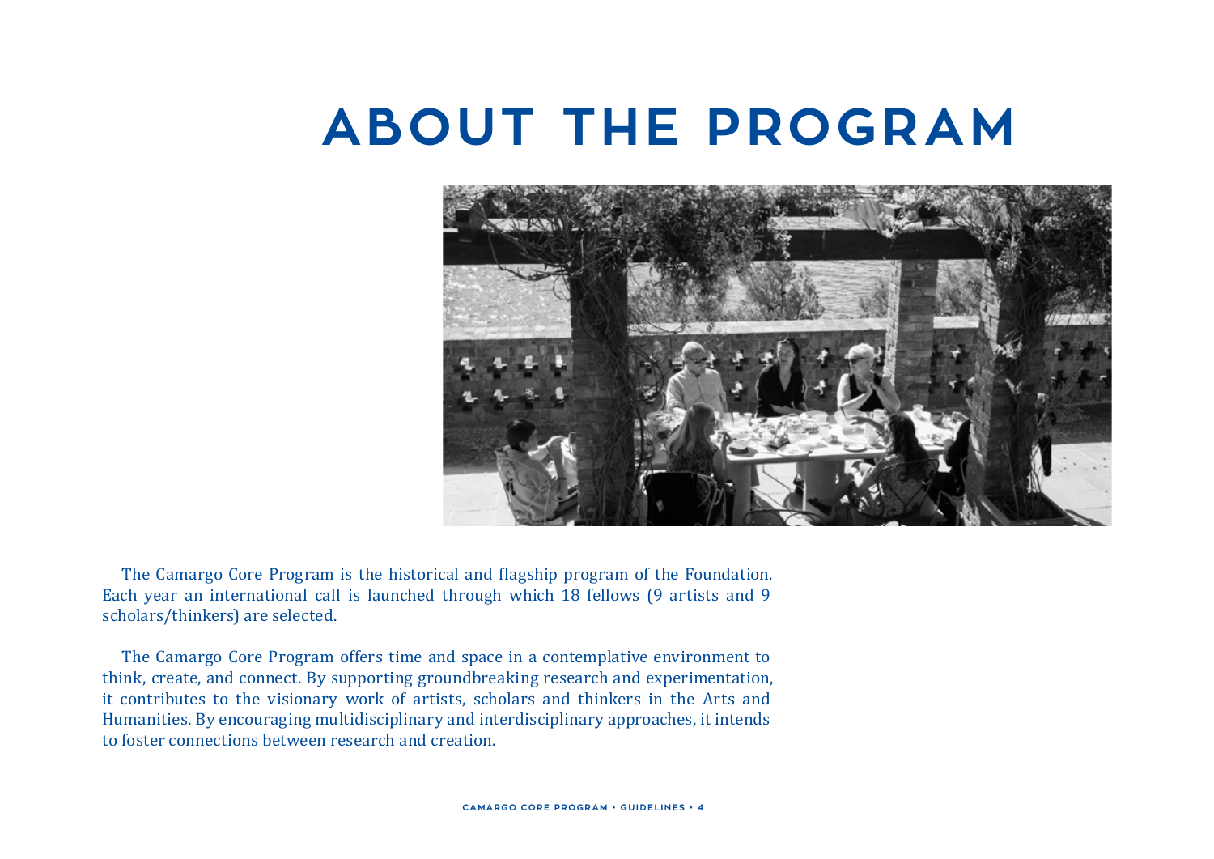# ABOUT THE PROGRAM

The Camargo Core Program is the historical and flagship program of the Foundation. Each year an international call is launched through which 18 fellows (9 artists and 9 scholars/thinkers) are selected.

The Camargo Core Program offers time and space in a contemplative environment to think, create, and connect. By supporting groundbreaking research and experimentation, it contributes to the visionary work of artists, scholars and thinkers in the Arts and Humanities. By encouraging multidisciplinary and interdisciplinary approaches, it intends to foster connections between research and creation.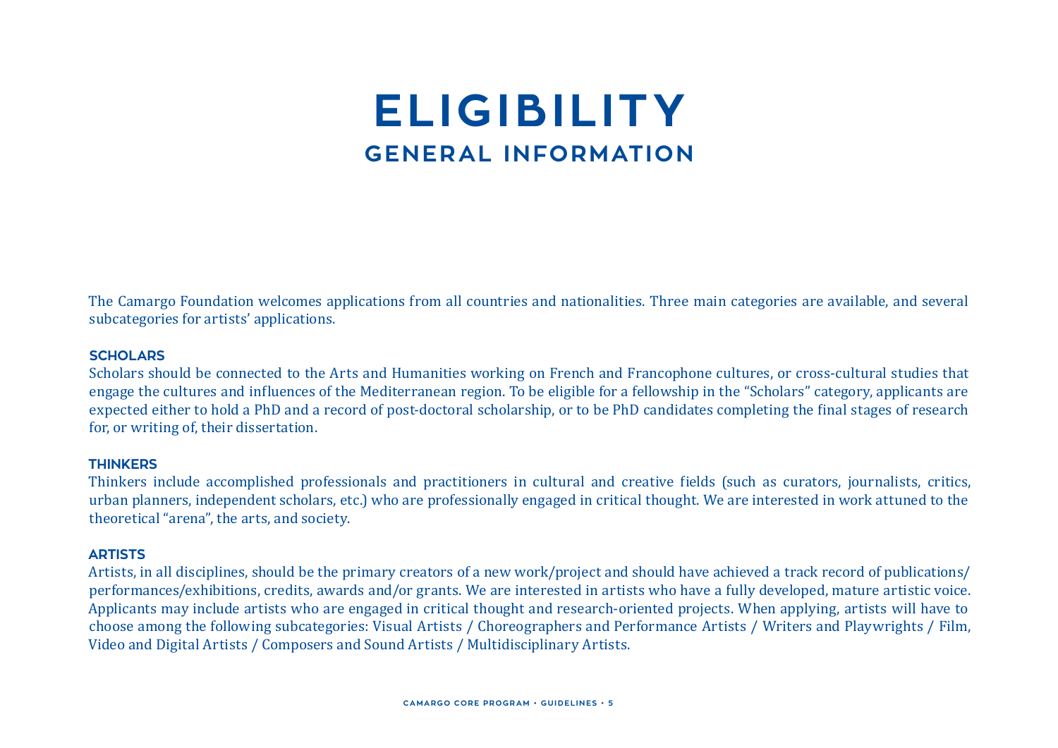# ELIGIBILITY

## GENERAL INFORMATION

The Camargo Foundation welcomes applications from all countries and nationalities. Three main categories are available, and several subcategories for artists' applications.

### SCHOLARS

Scholars should be connected to the Arts and Humanities working on French and Francophone cultures, or cross-cultural studies that engage the cultures and influences of the Mediterranean region. To be eligible for a fellowship in the "Scholars" category, applicants are expected either to hold a PhD and a record of post-doctoral scholarship, or to be PhD candidates completing the final stages of research for, or writing of, their dissertation.

### THINKERS

Thinkers include accomplished professionals and practitioners in cultural and creative fields (such as curators, journalists, critics, urban planners, independent scholars, etc.) who are professionally engaged in critical thought. We are interested in work attuned to the theoretical "arena", the arts, and society.

### ARTISTS

Artists, in all disciplines, should be the primary creators of a new work/project and should have achieved a track record of publications/performances/exhibitions, credits, awards and/or grants. We are interested in artists who have a fully developed, mature artistic voice. Applicants may include artists who are engaged in critical thought and research-oriented projects. When applying, artists will have to choose among the following subcategories: Visual Artists / Choreographers and Performance Artists / Writers and Playwrights / Film, Video and Digital Artists / Composers and Sound Artists / Multidisciplinary Artists.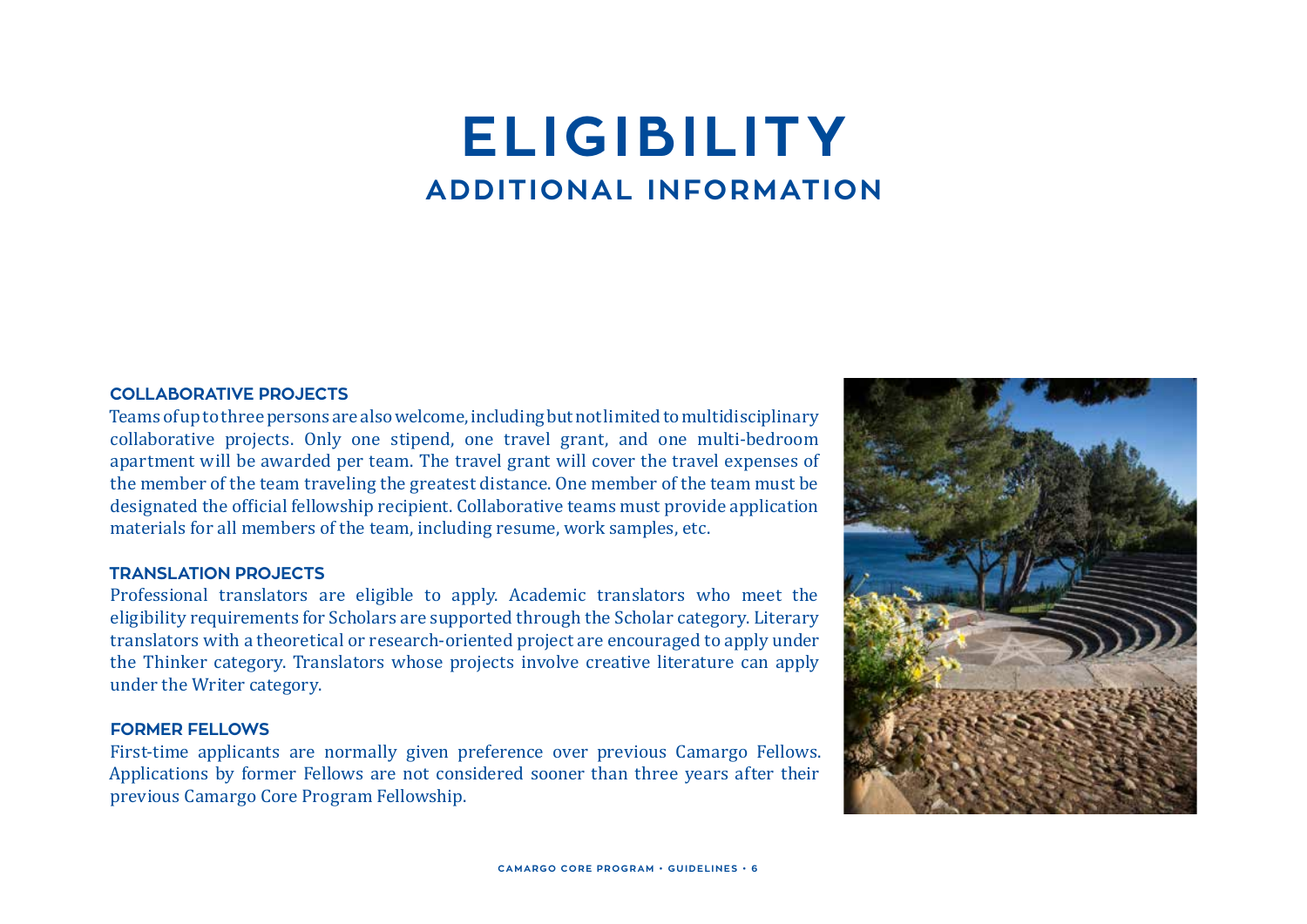# ELIGIBILITY

## ADDITIONAL INFORMATION

### COLLABORATIVE PROJECTS

Teams of up to three persons are also welcome, including but not limited to multidisciplinary collaborative projects. Only one stipend, one travel grant, and one multi-bedroom apartment will be awarded per team. The travel grant will cover the travel expenses of the member of the team traveling the greatest distance. One member of the team must be designated the official fellowship recipient. Collaborative teams must provide application materials for all members of the team, including resume, work samples, etc.

### TRANSLATION PROJECTS

Professional translators are eligible to apply. Academic translators who meet the eligibility requirements for Scholars are supported through the Scholar category. Literary translators with a theoretical or research-oriented project are encouraged to apply under the Thinker category. Translators whose projects involve creative literature can apply under the Writer category.

### FORMER FELLOWS

First-time applicants are normally given preference over previous Camargo Fellows. Applications by former Fellows are not considered sooner than three years after their previous Camargo Core Program Fellowship.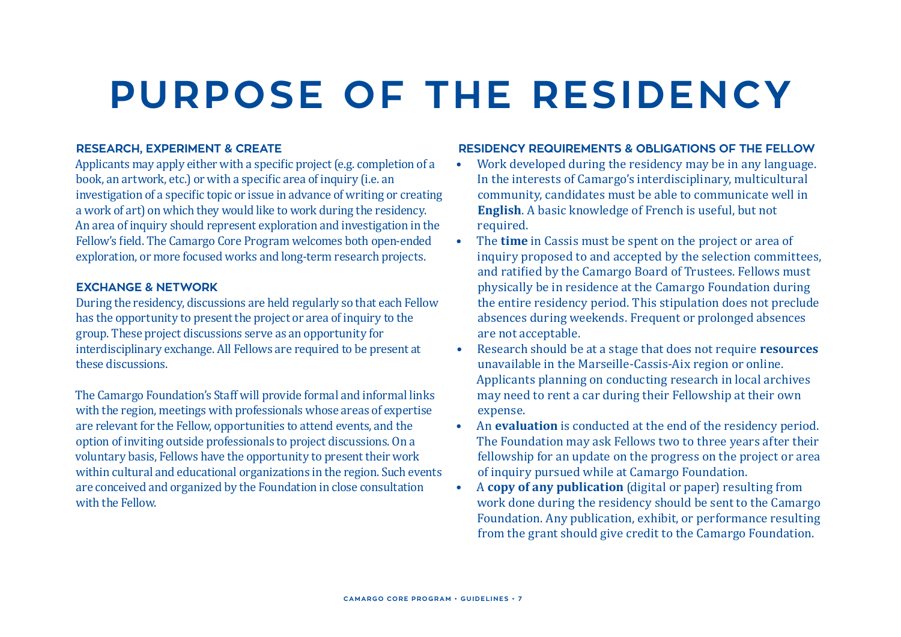# PURPOSE OF THE RESIDENCY

## RESEARCH, EXPERIMENT & CREATE

Applicants may apply either with a specific project (e.g. completion of a book, an artwork, etc.) or with a specific area of inquiry (i.e. an investigation of a specific topic or issue in advance of writing or creating a work of art) on which they would like to work during the residency. An area of inquiry should represent exploration and investigation in the Fellow's field. The Camargo Core Program welcomes both open-ended exploration, or more focused works and long-term research projects.

## EXCHANGE & NETWORK

During the residency, discussions are held regularly so that each Fellow has the opportunity to present the project or area of inquiry to the group. These project discussions serve as an opportunity for interdisciplinary exchange. All Fellows are required to be present at these discussions.

The Camargo Foundation's Staff will provide formal and informal links with the region, meetings with professionals whose areas of expertise are relevant for the Fellow, opportunities to attend events, and the option of inviting outside professionals to project discussions. On a voluntary basis, Fellows have the opportunity to present their work within cultural and educational organizations in the region. Such events are conceived and organized by the Foundation in close consultation with the Fellow.

## RESIDENCY REQUIREMENTS & OBLIGATIONS OF THE FELLOW

- Work developed during the residency may be in any language. In the interests of Camargo's interdisciplinary, multicultural community, candidates must be able to communicate well in **English**. A basic knowledge of French is useful, but not required.
- The **time** in Cassis must be spent on the project or area of inquiry proposed to and accepted by the selection committees, and ratified by the Camargo Board of Trustees. Fellows must physically be in residence at the Camargo Foundation during the entire residency period. This stipulation does not preclude absences during weekends. Frequent or prolonged absences are not acceptable.
- Research should be at a stage that does not require **resources** unavailable in the Marseille-Cassis-Aix region or online. Applicants planning on conducting research in local archives may need to rent a car during their Fellowship at their own expense.
- An **evaluation** is conducted at the end of the residency period. The Foundation may ask Fellows two to three years after their fellowship for an update on the progress on the project or area of inquiry pursued while at Camargo Foundation.
- A **copy of any publication** (digital or paper) resulting from work done during the residency should be sent to the Camargo Foundation. Any publication, exhibit, or performance resulting from the grant should give credit to the Camargo Foundation.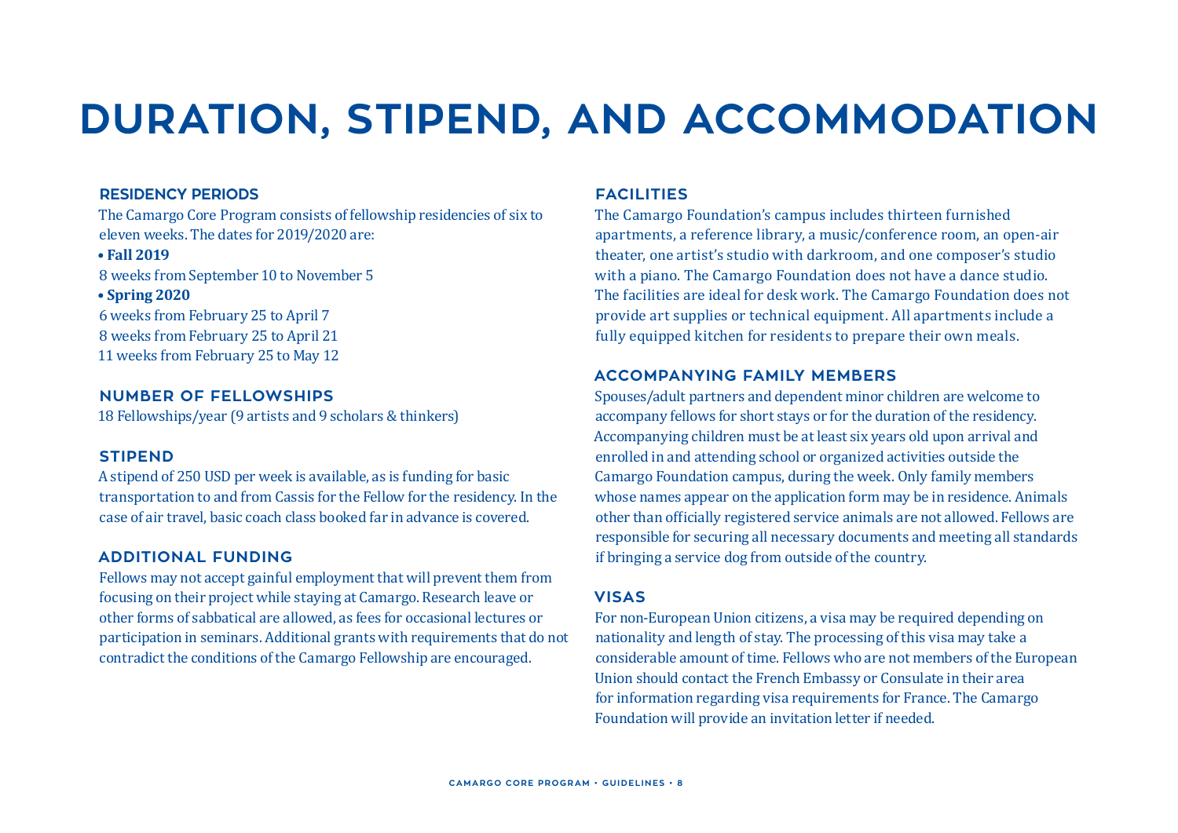# DURATION, STIPEND, AND ACCOMMODATION

## RESIDENCY PERIODS

The Camargo Core Program consists of fellowship residencies of six to eleven weeks. The dates for 2019/2020 are:

- **Fall 2019**

8 weeks from September 10 to November 5

- **Spring 2020**

6 weeks from February 25 to April 7
8 weeks from February 25 to April 21
11 weeks from February 25 to May 12

## NUMBER OF FELLOWSHIPS

18 Fellowships/year (9 artists and 9 scholars & thinkers)

## STIPEND

A stipend of 250 USD per week is available, as is funding for basic transportation to and from Cassis for the Fellow for the residency. In the case of air travel, basic coach class booked far in advance is covered.

## ADDITIONAL FUNDING

Fellows may not accept gainful employment that will prevent them from focusing on their project while staying at Camargo. Research leave or other forms of sabbatical are allowed, as fees for occasional lectures or participation in seminars. Additional grants with requirements that do not contradict the conditions of the Camargo Fellowship are encouraged.

## FACILITIES

The Camargo Foundation's campus includes thirteen furnished apartments, a reference library, a music/conference room, an open-air theater, one artist's studio with darkroom, and one composer's studio with a piano. The Camargo Foundation does not have a dance studio. The facilities are ideal for desk work. The Camargo Foundation does not provide art supplies or technical equipment. All apartments include a fully equipped kitchen for residents to prepare their own meals.

## ACCOMPANYING FAMILY MEMBERS

Spouses/adult partners and dependent minor children are welcome to accompany fellows for short stays or for the duration of the residency. Accompanying children must be at least six years old upon arrival and enrolled in and attending school or organized activities outside the Camargo Foundation campus, during the week. Only family members whose names appear on the application form may be in residence. Animals other than officially registered service animals are not allowed. Fellows are responsible for securing all necessary documents and meeting all standards if bringing a service dog from outside of the country.

## VISAS

For non-European Union citizens, a visa may be required depending on nationality and length of stay. The processing of this visa may take a considerable amount of time. Fellows who are not members of the European Union should contact the French Embassy or Consulate in their area for information regarding visa requirements for France. The Camargo Foundation will provide an invitation letter if needed.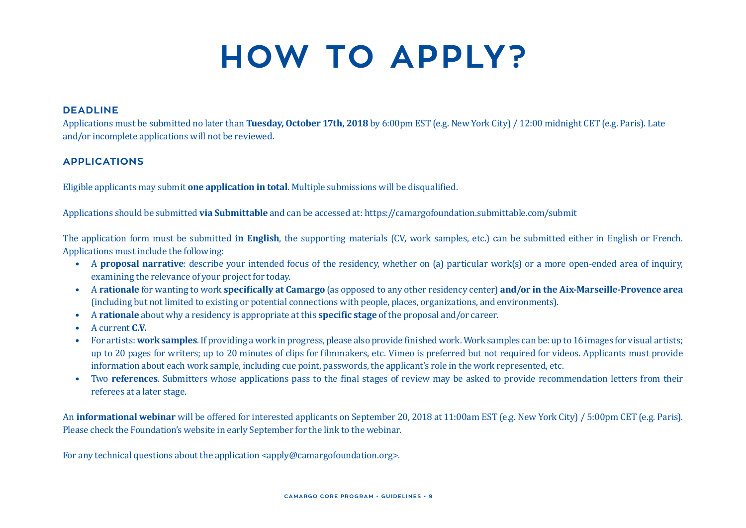# HOW TO APPLY?

## DEADLINE

Applications must be submitted no later than **Tuesday, October 17th, 2018** by 6:00pm EST (e.g. New York City) / 12:00 midnight CET (e.g. Paris). Late and/or incomplete applications will not be reviewed.

## APPLICATIONS

Eligible applicants may submit **one application in total**. Multiple submissions will be disqualified.

Applications should be submitted **via Submittable** and can be accessed at: https://camargofoundation.submittable.com/submit

The application form must be submitted **in English**, the supporting materials (CV, work samples, etc.) can be submitted either in English or French. Applications must include the following:

- A **proposal narrative**: describe your intended focus of the residency, whether on (a) particular work(s) or a more open-ended area of inquiry, examining the relevance of your project for today.
- A **rationale** for wanting to work **specifically at Camargo** (as opposed to any other residency center) **and/or in the Aix-Marseille-Provence area** (including but not limited to existing or potential connections with people, places, organizations, and environments).
- A **rationale** about why a residency is appropriate at this **specific stage** of the proposal and/or career.
- A current **C.V.**
- For artists: **work samples**. If providing a work in progress, please also provide finished work. Work samples can be: up to 16 images for visual artists; up to 20 pages for writers; up to 20 minutes of clips for filmmakers, etc. Vimeo is preferred but not required for videos. Applicants must provide information about each work sample, including cue point, passwords, the applicant's role in the work represented, etc.
- Two **references**. Submitters whose applications pass to the final stages of review may be asked to provide recommendation letters from their referees at a later stage.

An **informational webinar** will be offered for interested applicants on September 20, 2018 at 11:00am EST (e.g. New York City) / 5:00pm CET (e.g. Paris). Please check the Foundation's website in early September for the link to the webinar.

For any technical questions about the application <apply@camargofoundation.org>.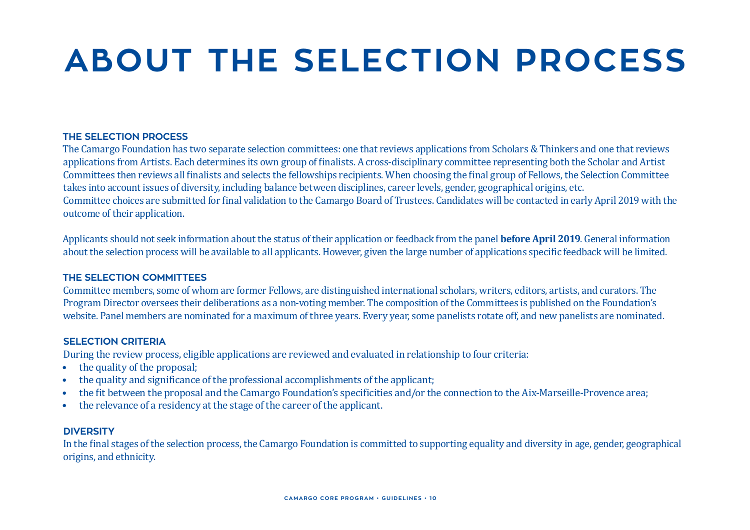# ABOUT THE SELECTION PROCESS

## THE SELECTION PROCESS

The Camargo Foundation has two separate selection committees: one that reviews applications from Scholars & Thinkers and one that reviews applications from Artists. Each determines its own group of finalists. A cross-disciplinary committee representing both the Scholar and Artist Committees then reviews all finalists and selects the fellowships recipients. When choosing the final group of Fellows, the Selection Committee takes into account issues of diversity, including balance between disciplines, career levels, gender, geographical origins, etc.
Committee choices are submitted for final validation to the Camargo Board of Trustees. Candidates will be contacted in early April 2019 with the outcome of their application.

Applicants should not seek information about the status of their application or feedback from the panel **before April 2019**. General information about the selection process will be available to all applicants. However, given the large number of applications specific feedback will be limited.

## THE SELECTION COMMITTEES

Committee members, some of whom are former Fellows, are distinguished international scholars, writers, editors, artists, and curators. The Program Director oversees their deliberations as a non-voting member. The composition of the Committees is published on the Foundation's website. Panel members are nominated for a maximum of three years. Every year, some panelists rotate off, and new panelists are nominated.

## SELECTION CRITERIA

During the review process, eligible applications are reviewed and evaluated in relationship to four criteria:

- the quality of the proposal;
- the quality and significance of the professional accomplishments of the applicant;
- the fit between the proposal and the Camargo Foundation's specificities and/or the connection to the Aix-Marseille-Provence area;
- the relevance of a residency at the stage of the career of the applicant.

## DIVERSITY

In the final stages of the selection process, the Camargo Foundation is committed to supporting equality and diversity in age, gender, geographical origins, and ethnicity.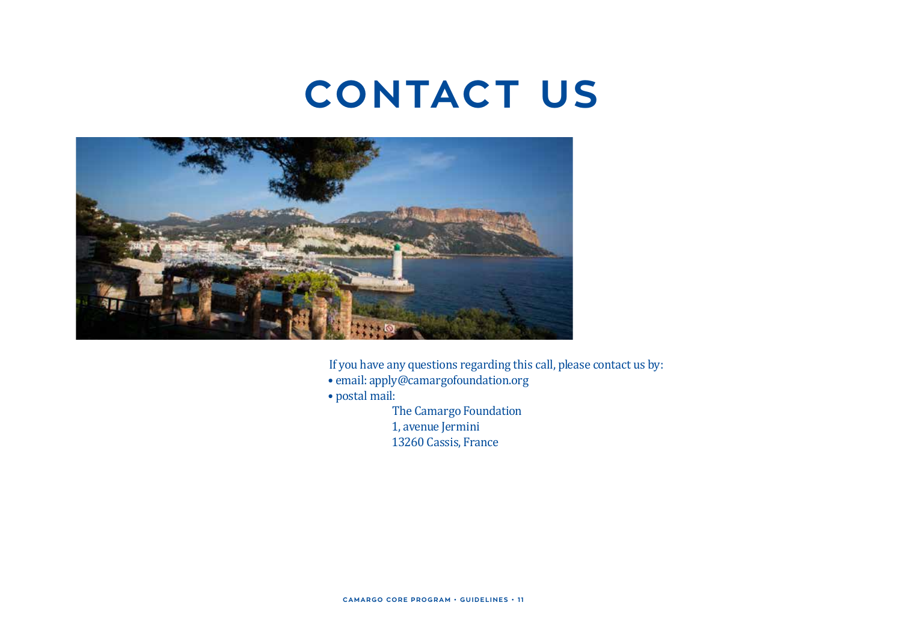# CONTACT US

If you have any questions regarding this call, please contact us by:

- email: apply@camargofoundation.org
- postal mail:

  The Camargo Foundation
  1, avenue Jermini
  13260 Cassis, France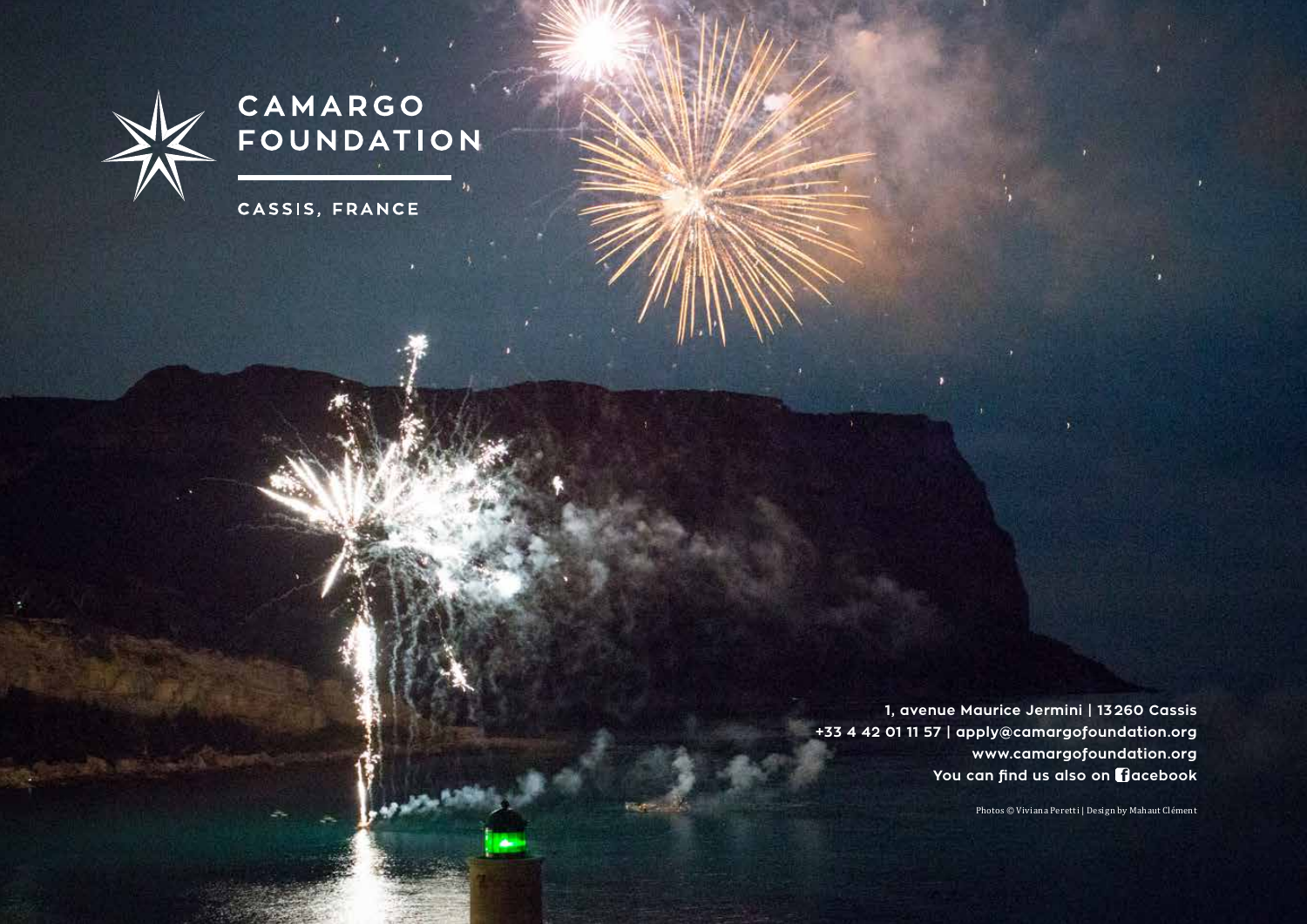# CAMARGO FOUNDATION

CASSIS, FRANCE

1, avenue Maurice Jermini | 13260 Cassis
+33 4 42 01 11 57 | apply@camargofoundation.org
www.camargofoundation.org
You can find us also on facebook

Photos © Viviana Peretti | Design by Mahaut Clément